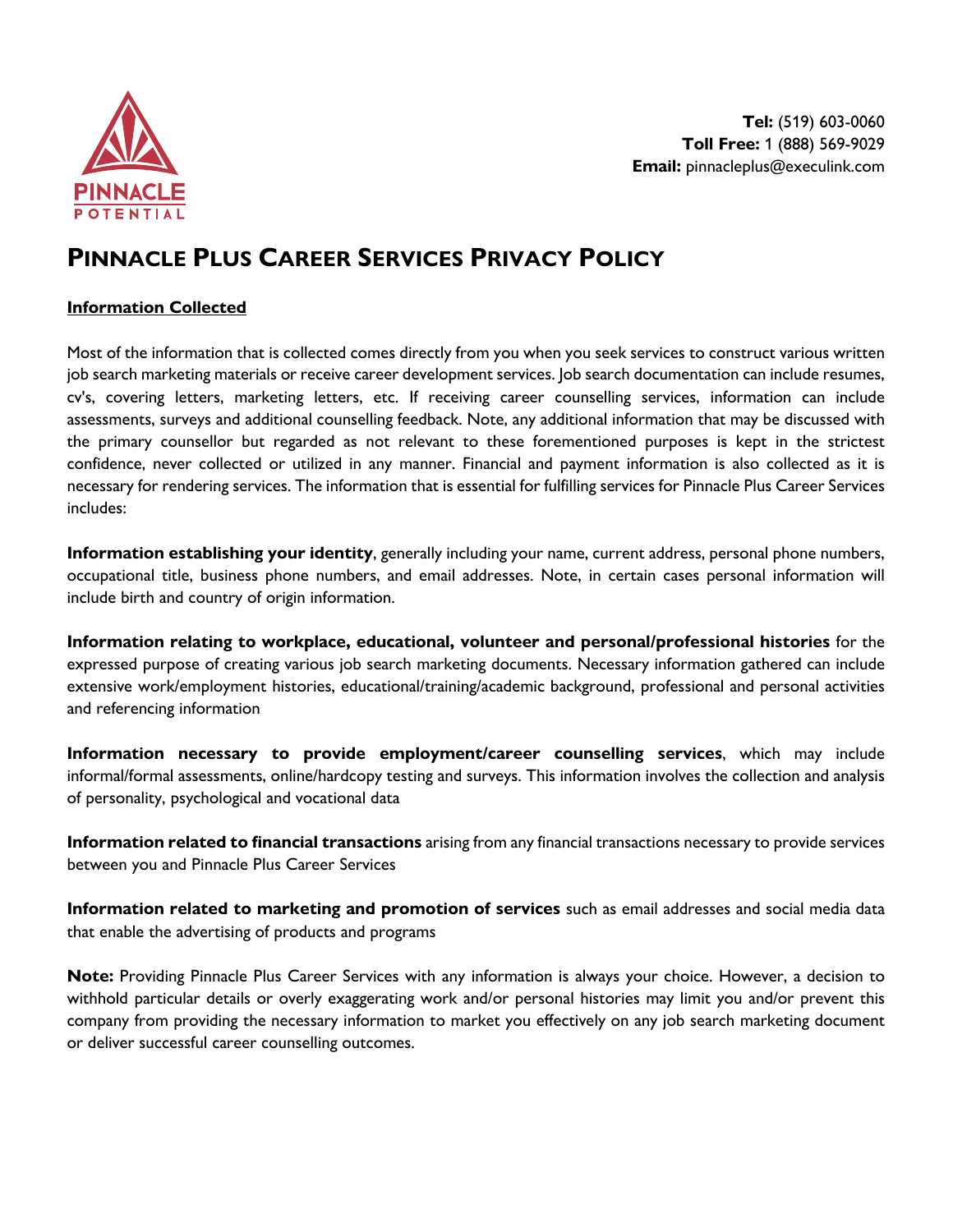PINNACLE POTENTIAL

**Tel:** (519) 603-0060
**Toll Free:** 1 (888) 569-9029
**Email:** pinnacleplus@execulink.com

# PINNACLE PLUS CAREER SERVICES PRIVACY POLICY

## Information Collected

Most of the information that is collected comes directly from you when you seek services to construct various written job search marketing materials or receive career development services. Job search documentation can include resumes, cv's, covering letters, marketing letters, etc. If receiving career counselling services, information can include assessments, surveys and additional counselling feedback. Note, any additional information that may be discussed with the primary counsellor but regarded as not relevant to these forementioned purposes is kept in the strictest confidence, never collected or utilized in any manner. Financial and payment information is also collected as it is necessary for rendering services. The information that is essential for fulfilling services for Pinnacle Plus Career Services includes:

**Information establishing your identity**, generally including your name, current address, personal phone numbers, occupational title, business phone numbers, and email addresses. Note, in certain cases personal information will include birth and country of origin information.

**Information relating to workplace, educational, volunteer and personal/professional histories** for the expressed purpose of creating various job search marketing documents. Necessary information gathered can include extensive work/employment histories, educational/training/academic background, professional and personal activities and referencing information

**Information necessary to provide employment/career counselling services**, which may include informal/formal assessments, online/hardcopy testing and surveys. This information involves the collection and analysis of personality, psychological and vocational data

**Information related to financial transactions** arising from any financial transactions necessary to provide services between you and Pinnacle Plus Career Services

**Information related to marketing and promotion of services** such as email addresses and social media data that enable the advertising of products and programs

**Note:** Providing Pinnacle Plus Career Services with any information is always your choice. However, a decision to withhold particular details or overly exaggerating work and/or personal histories may limit you and/or prevent this company from providing the necessary information to market you effectively on any job search marketing document or deliver successful career counselling outcomes.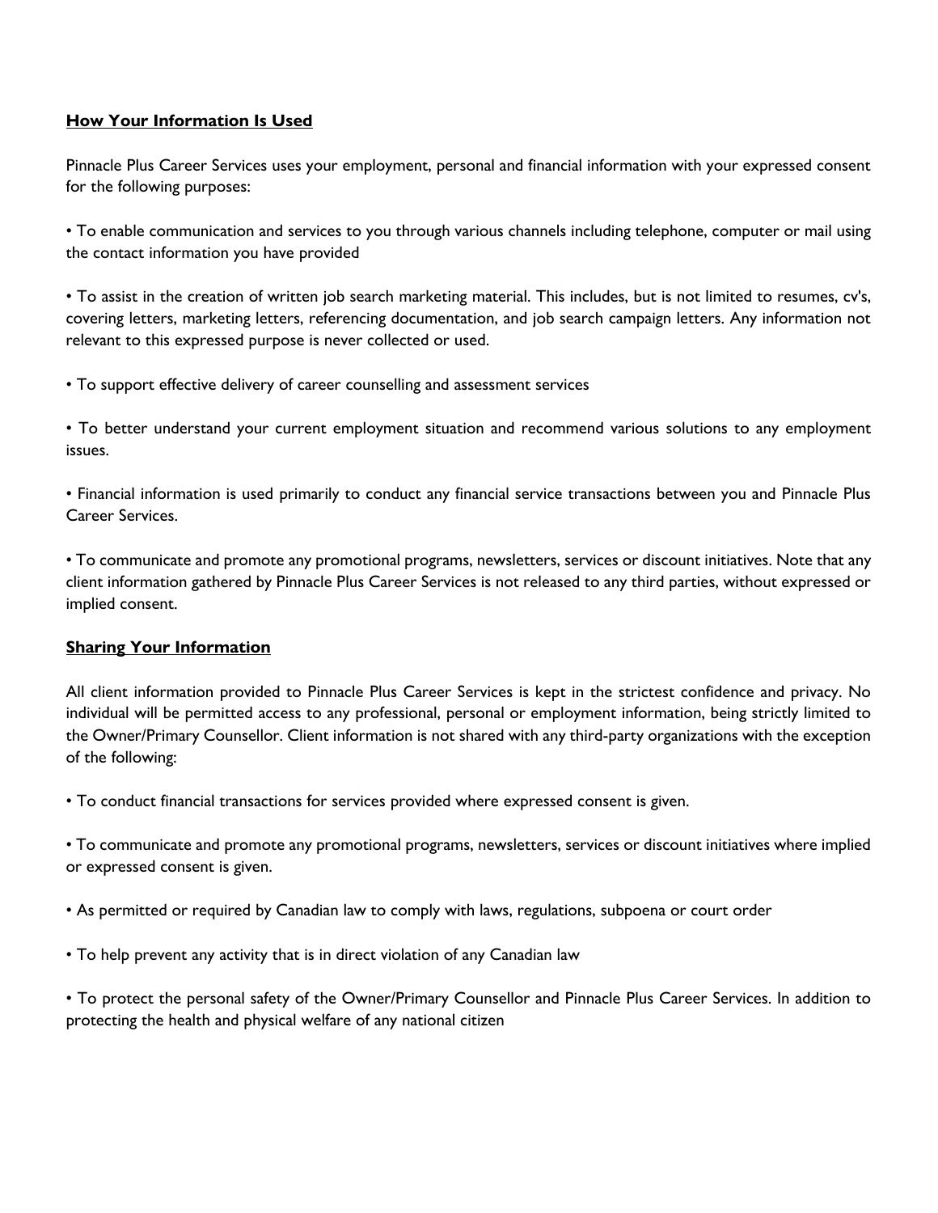## **How Your Information Is Used**

Pinnacle Plus Career Services uses your employment, personal and financial information with your expressed consent for the following purposes:

- To enable communication and services to you through various channels including telephone, computer or mail using the contact information you have provided

- To assist in the creation of written job search marketing material. This includes, but is not limited to resumes, cv's, covering letters, marketing letters, referencing documentation, and job search campaign letters. Any information not relevant to this expressed purpose is never collected or used.

- To support effective delivery of career counselling and assessment services

- To better understand your current employment situation and recommend various solutions to any employment issues.

- Financial information is used primarily to conduct any financial service transactions between you and Pinnacle Plus Career Services.

- To communicate and promote any promotional programs, newsletters, services or discount initiatives. Note that any client information gathered by Pinnacle Plus Career Services is not released to any third parties, without expressed or implied consent.

## **Sharing Your Information**

All client information provided to Pinnacle Plus Career Services is kept in the strictest confidence and privacy. No individual will be permitted access to any professional, personal or employment information, being strictly limited to the Owner/Primary Counsellor. Client information is not shared with any third-party organizations with the exception of the following:

- To conduct financial transactions for services provided where expressed consent is given.

- To communicate and promote any promotional programs, newsletters, services or discount initiatives where implied or expressed consent is given.

- As permitted or required by Canadian law to comply with laws, regulations, subpoena or court order

- To help prevent any activity that is in direct violation of any Canadian law

- To protect the personal safety of the Owner/Primary Counsellor and Pinnacle Plus Career Services. In addition to protecting the health and physical welfare of any national citizen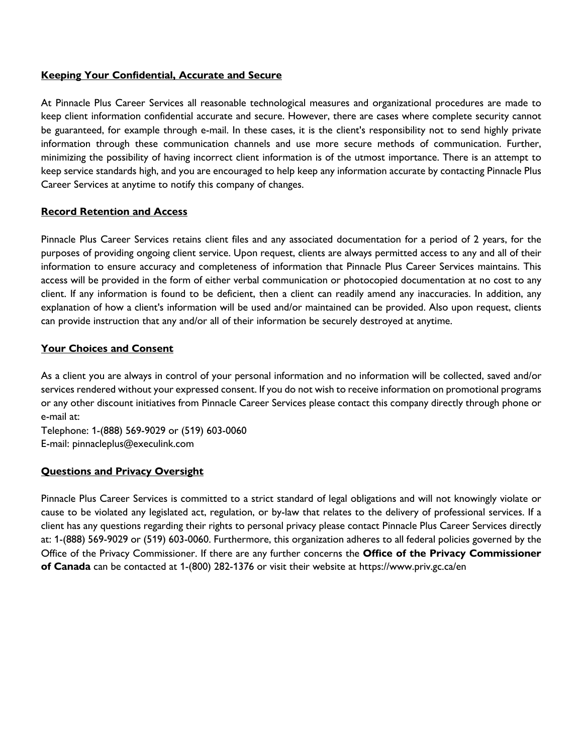## Keeping Your Confidential, Accurate and Secure

At Pinnacle Plus Career Services all reasonable technological measures and organizational procedures are made to keep client information confidential accurate and secure. However, there are cases where complete security cannot be guaranteed, for example through e-mail. In these cases, it is the client's responsibility not to send highly private information through these communication channels and use more secure methods of communication. Further, minimizing the possibility of having incorrect client information is of the utmost importance. There is an attempt to keep service standards high, and you are encouraged to help keep any information accurate by contacting Pinnacle Plus Career Services at anytime to notify this company of changes.

## Record Retention and Access

Pinnacle Plus Career Services retains client files and any associated documentation for a period of 2 years, for the purposes of providing ongoing client service. Upon request, clients are always permitted access to any and all of their information to ensure accuracy and completeness of information that Pinnacle Plus Career Services maintains. This access will be provided in the form of either verbal communication or photocopied documentation at no cost to any client. If any information is found to be deficient, then a client can readily amend any inaccuracies. In addition, any explanation of how a client's information will be used and/or maintained can be provided. Also upon request, clients can provide instruction that any and/or all of their information be securely destroyed at anytime.

## Your Choices and Consent

As a client you are always in control of your personal information and no information will be collected, saved and/or services rendered without your expressed consent. If you do not wish to receive information on promotional programs or any other discount initiatives from Pinnacle Career Services please contact this company directly through phone or e-mail at:
Telephone: 1-(888) 569-9029 or (519) 603-0060
E-mail: pinnacleplus@execulink.com

## Questions and Privacy Oversight

Pinnacle Plus Career Services is committed to a strict standard of legal obligations and will not knowingly violate or cause to be violated any legislated act, regulation, or by-law that relates to the delivery of professional services. If a client has any questions regarding their rights to personal privacy please contact Pinnacle Plus Career Services directly at: 1-(888) 569-9029 or (519) 603-0060. Furthermore, this organization adheres to all federal policies governed by the Office of the Privacy Commissioner. If there are any further concerns the **Office of the Privacy Commissioner of Canada** can be contacted at 1-(800) 282-1376 or visit their website at https://www.priv.gc.ca/en